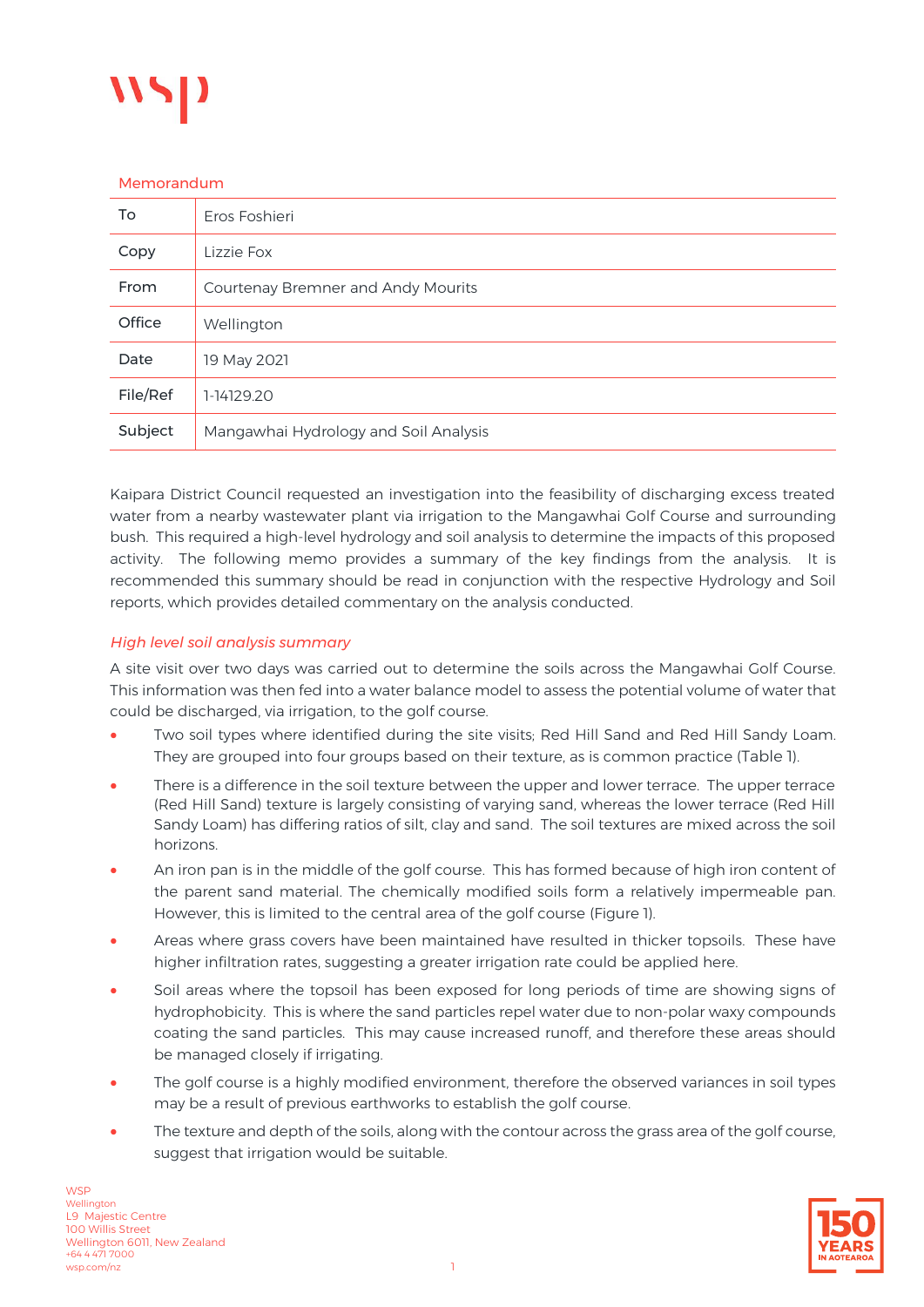Memorandum

| To | Eros Foshieri |
|---|---|
| Copy | Lizzie Fox |
| From | Courtenay Bremner and Andy Mourits |
| Office | Wellington |
| Date | 19 May 2021 |
| File/Ref | 1-14129.20 |
| Subject | Mangawhai Hydrology and Soil Analysis |

Kaipara District Council requested an investigation into the feasibility of discharging excess treated water from a nearby wastewater plant via irrigation to the Mangawhai Golf Course and surrounding bush. This required a high-level hydrology and soil analysis to determine the impacts of this proposed activity. The following memo provides a summary of the key findings from the analysis. It is recommended this summary should be read in conjunction with the respective Hydrology and Soil reports, which provides detailed commentary on the analysis conducted.

### *High level soil analysis summary*

A site visit over two days was carried out to determine the soils across the Mangawhai Golf Course. This information was then fed into a water balance model to assess the potential volume of water that could be discharged, via irrigation, to the golf course.

- Two soil types where identified during the site visits; Red Hill Sand and Red Hill Sandy Loam. They are grouped into four groups based on their texture, as is common practice (Table 1).
- There is a difference in the soil texture between the upper and lower terrace. The upper terrace (Red Hill Sand) texture is largely consisting of varying sand, whereas the lower terrace (Red Hill Sandy Loam) has differing ratios of silt, clay and sand. The soil textures are mixed across the soil horizons.
- An iron pan is in the middle of the golf course. This has formed because of high iron content of the parent sand material. The chemically modified soils form a relatively impermeable pan. However, this is limited to the central area of the golf course (Figure 1).
- Areas where grass covers have been maintained have resulted in thicker topsoils. These have higher infiltration rates, suggesting a greater irrigation rate could be applied here.
- Soil areas where the topsoil has been exposed for long periods of time are showing signs of hydrophobicity. This is where the sand particles repel water due to non-polar waxy compounds coating the sand particles. This may cause increased runoff, and therefore these areas should be managed closely if irrigating.
- The golf course is a highly modified environment, therefore the observed variances in soil types may be a result of previous earthworks to establish the golf course.
- The texture and depth of the soils, along with the contour across the grass area of the golf course, suggest that irrigation would be suitable.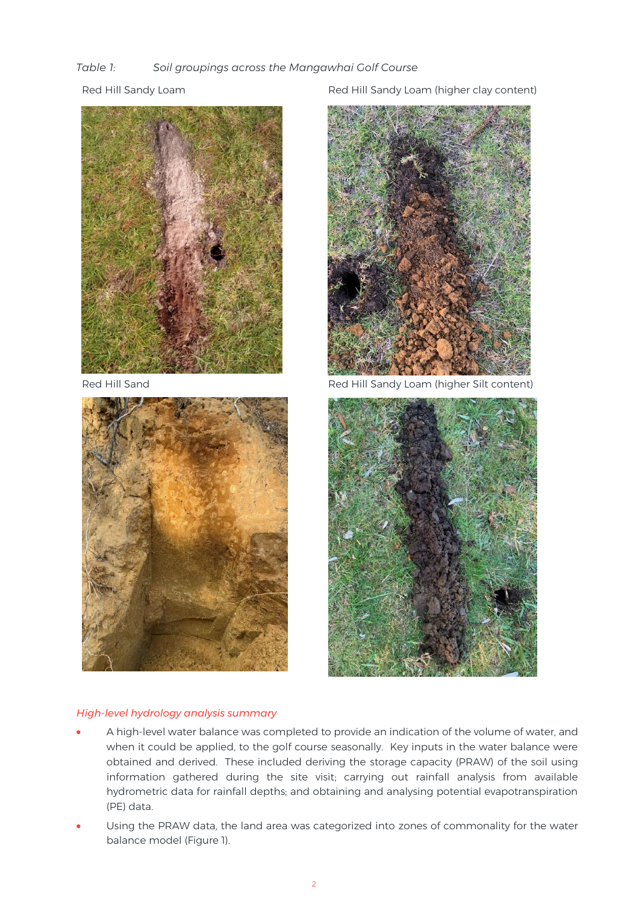*Table 1: Soil groupings across the Mangawhai Golf Course*

| Red Hill Sandy Loam | Red Hill Sandy Loam (higher clay content) |
| --- | --- |
| Red Hill Sand | Red Hill Sandy Loam (higher Silt content) |

*High-level hydrology analysis summary*

- A high-level water balance was completed to provide an indication of the volume of water, and when it could be applied, to the golf course seasonally. Key inputs in the water balance were obtained and derived. These included deriving the storage capacity (PRAW) of the soil using information gathered during the site visit; carrying out rainfall analysis from available hydrometric data for rainfall depths; and obtaining and analysing potential evapotranspiration (PE) data.
- Using the PRAW data, the land area was categorized into zones of commonality for the water balance model (Figure 1).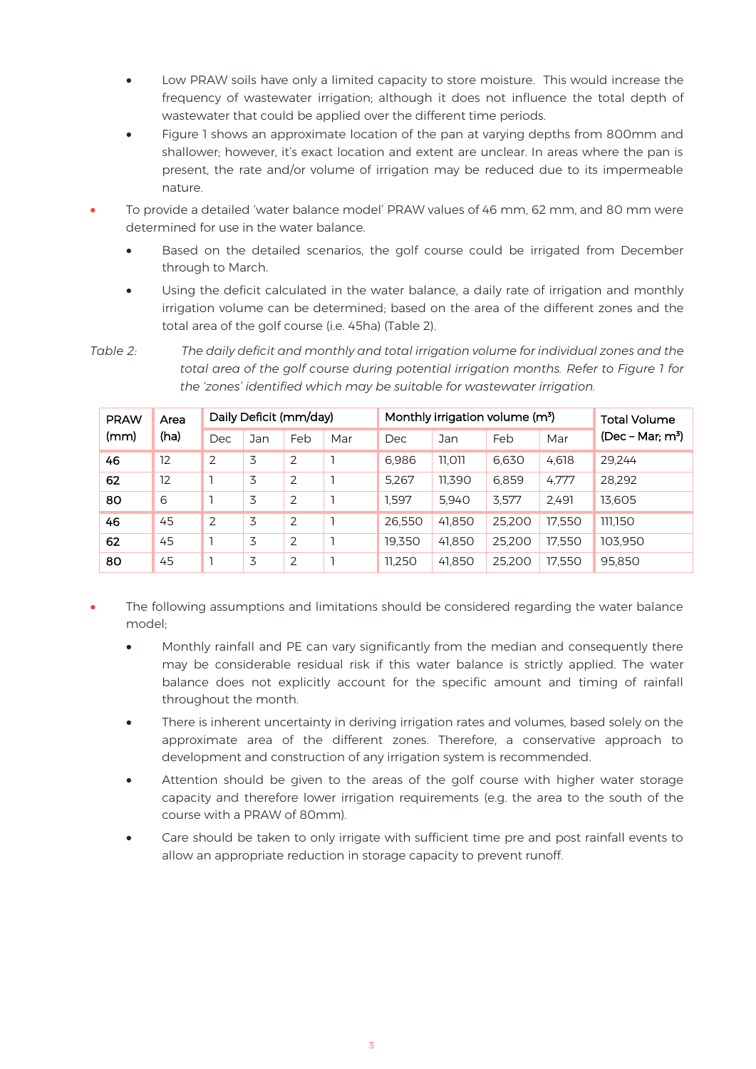- Low PRAW soils have only a limited capacity to store moisture. This would increase the frequency of wastewater irrigation; although it does not influence the total depth of wastewater that could be applied over the different time periods.
   - Figure 1 shows an approximate location of the pan at varying depths from 800mm and shallower; however, it's exact location and extent are unclear. In areas where the pan is present, the rate and/or volume of irrigation may be reduced due to its impermeable nature.

- To provide a detailed 'water balance model' PRAW values of 46 mm, 62 mm, and 80 mm were determined for use in the water balance.
   - Based on the detailed scenarios, the golf course could be irrigated from December through to March.
   - Using the deficit calculated in the water balance, a daily rate of irrigation and monthly irrigation volume can be determined; based on the area of the different zones and the total area of the golf course (i.e. 45ha) (Table 2).

*Table 2: The daily deficit and monthly and total irrigation volume for individual zones and the total area of the golf course during potential irrigation months. Refer to Figure 1 for the 'zones' identified which may be suitable for wastewater irrigation.*

| PRAW (mm) | Area (ha) | Daily Deficit (mm/day) | | | | Monthly irrigation volume ($m^3$) | | | | Total Volume (Dec – Mar; $m^3$) |
|---|---|---|---|---|---|---|---|---|---|---|
| | | Dec | Jan | Feb | Mar | Dec | Jan | Feb | Mar | |
| **46** | 12 | 2 | 3 | 2 | 1 | 6,986 | 11,011 | 6,630 | 4,618 | 29,244 |
| **62** | 12 | 1 | 3 | 2 | 1 | 5,267 | 11,390 | 6,859 | 4,777 | 28,292 |
| **80** | 6 | 1 | 3 | 2 | 1 | 1,597 | 5,940 | 3,577 | 2,491 | 13,605 |
| **46** | 45 | 2 | 3 | 2 | 1 | 26,550 | 41,850 | 25,200 | 17,550 | 111,150 |
| **62** | 45 | 1 | 3 | 2 | 1 | 19,350 | 41,850 | 25,200 | 17,550 | 103,950 |
| **80** | 45 | 1 | 3 | 2 | 1 | 11,250 | 41,850 | 25,200 | 17,550 | 95,850 |

- The following assumptions and limitations should be considered regarding the water balance model;
   - Monthly rainfall and PE can vary significantly from the median and consequently there may be considerable residual risk if this water balance is strictly applied. The water balance does not explicitly account for the specific amount and timing of rainfall throughout the month.
   - There is inherent uncertainty in deriving irrigation rates and volumes, based solely on the approximate area of the different zones. Therefore, a conservative approach to development and construction of any irrigation system is recommended.
   - Attention should be given to the areas of the golf course with higher water storage capacity and therefore lower irrigation requirements (e.g. the area to the south of the course with a PRAW of 80mm).
   - Care should be taken to only irrigate with sufficient time pre and post rainfall events to allow an appropriate reduction in storage capacity to prevent runoff.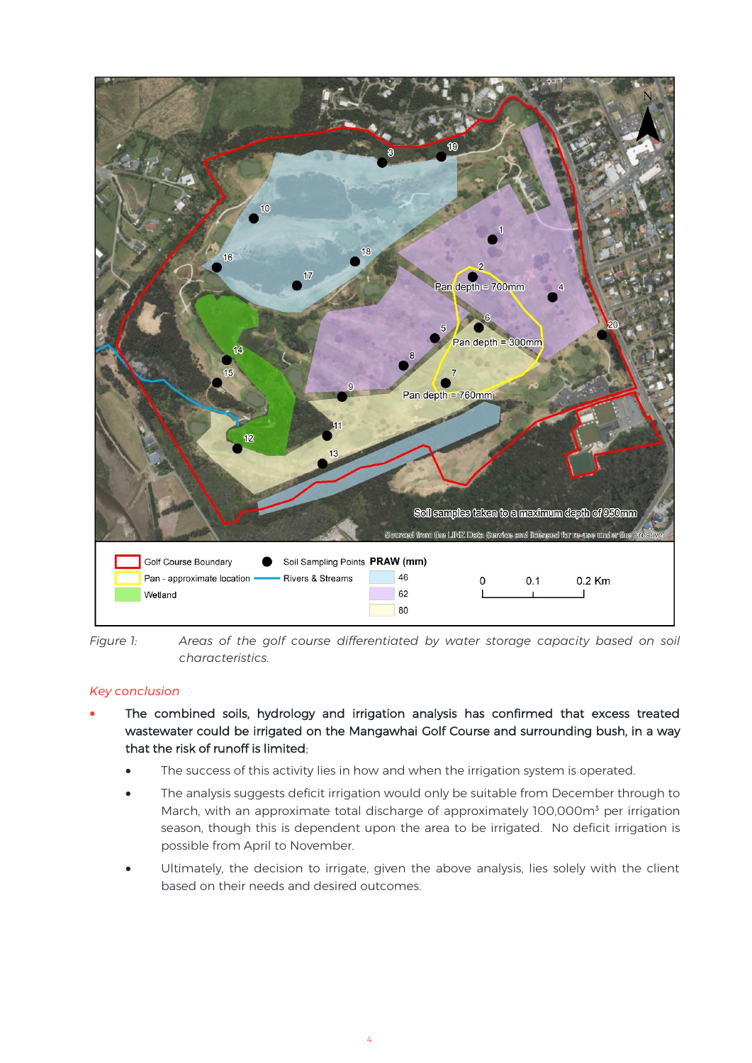Golf Course Boundary
Pan - approximate location
Wetland
Soil Sampling Points
Rivers & Streams
PRAW (mm)
46
62
80
0 0.1 0.2 Km
Pan depth = 700mm
Pan depth = 300mm
Pan depth = 760mm
Soil samples taken to a maximum depth of 950mm
Sourced from the LINZ Data Service and licensed for re-use under the Creative

Figure 1: *Areas of the golf course differentiated by water storage capacity based on soil characteristics.*

*Key conclusion*

- The combined soils, hydrology and irrigation analysis has confirmed that excess treated wastewater could be irrigated on the Mangawhai Golf Course and surrounding bush, in a way that the risk of runoff is limited;
  - The success of this activity lies in how and when the irrigation system is operated.
  - The analysis suggests deficit irrigation would only be suitable from December through to March, with an approximate total discharge of approximately 100,000m$^3$ per irrigation season, though this is dependent upon the area to be irrigated. No deficit irrigation is possible from April to November.
  - Ultimately, the decision to irrigate, given the above analysis, lies solely with the client based on their needs and desired outcomes.